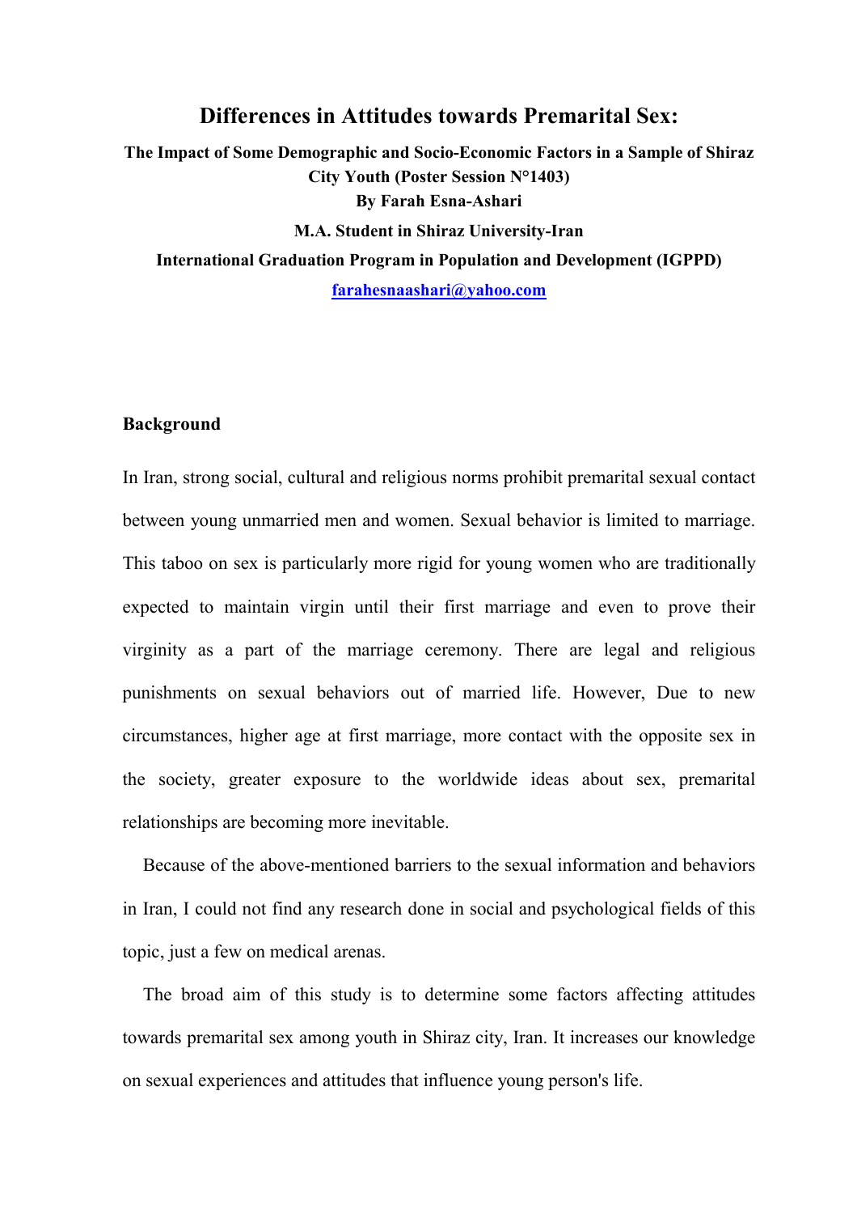# Differences in Attitudes towards Premarital Sex:

**The Impact of Some Demographic and Socio-Economic Factors in a Sample of Shiraz City Youth (Poster Session N°1403)**

**By Farah Esna-Ashari**

**M.A. Student in Shiraz University-Iran**

**International Graduation Program in Population and Development (IGPPD)**

**farahesnaashari@yahoo.com**

## Background

In Iran, strong social, cultural and religious norms prohibit premarital sexual contact between young unmarried men and women. Sexual behavior is limited to marriage. This taboo on sex is particularly more rigid for young women who are traditionally expected to maintain virgin until their first marriage and even to prove their virginity as a part of the marriage ceremony. There are legal and religious punishments on sexual behaviors out of married life. However, Due to new circumstances, higher age at first marriage, more contact with the opposite sex in the society, greater exposure to the worldwide ideas about sex, premarital relationships are becoming more inevitable.

Because of the above-mentioned barriers to the sexual information and behaviors in Iran, I could not find any research done in social and psychological fields of this topic, just a few on medical arenas.

The broad aim of this study is to determine some factors affecting attitudes towards premarital sex among youth in Shiraz city, Iran. It increases our knowledge on sexual experiences and attitudes that influence young person's life.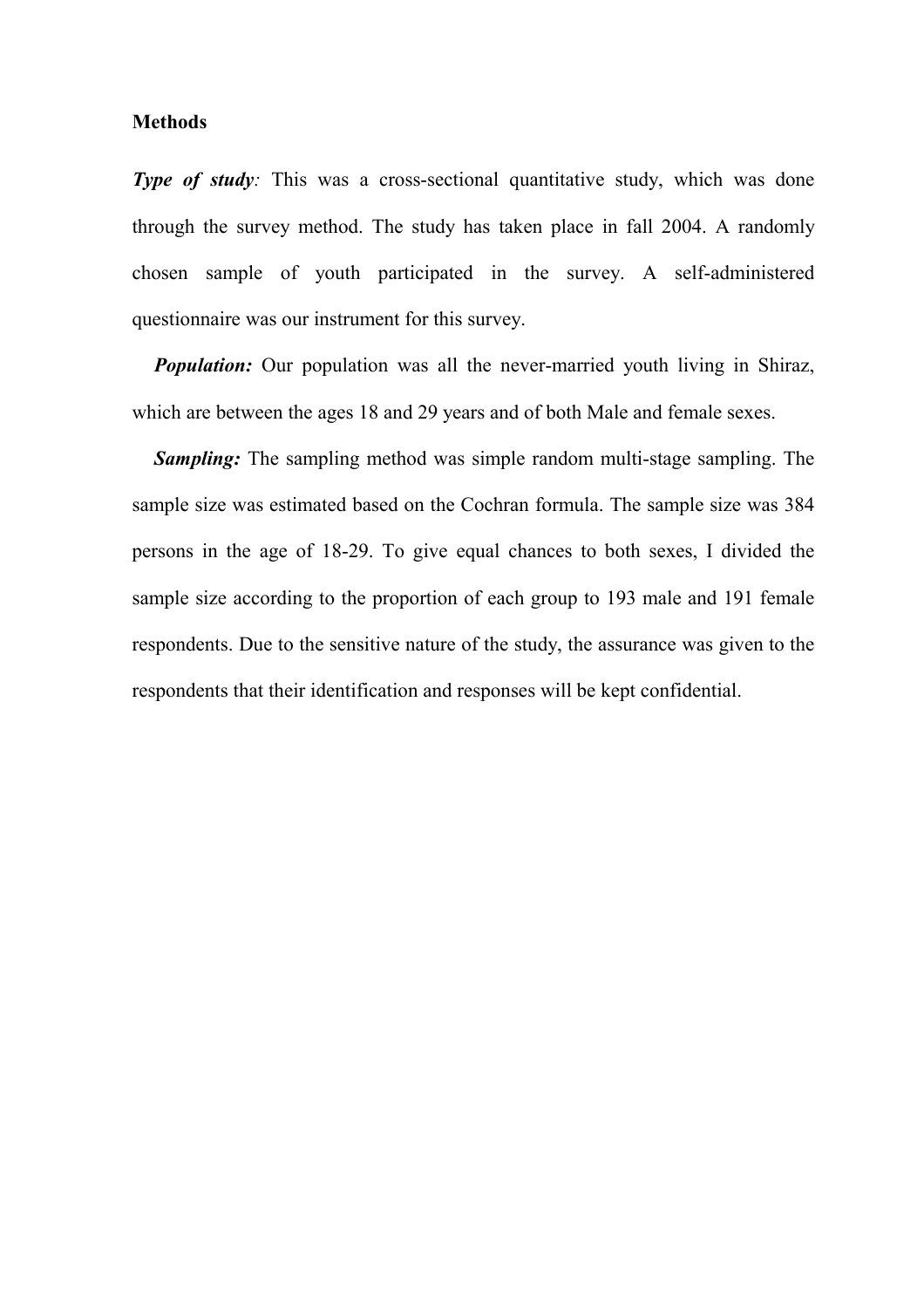**Methods**

***Type of study:*** This was a cross-sectional quantitative study, which was done through the survey method. The study has taken place in fall 2004. A randomly chosen sample of youth participated in the survey. A self-administered questionnaire was our instrument for this survey.

***Population:*** Our population was all the never-married youth living in Shiraz, which are between the ages 18 and 29 years and of both Male and female sexes.

***Sampling:*** The sampling method was simple random multi-stage sampling. The sample size was estimated based on the Cochran formula. The sample size was 384 persons in the age of 18-29. To give equal chances to both sexes, I divided the sample size according to the proportion of each group to 193 male and 191 female respondents. Due to the sensitive nature of the study, the assurance was given to the respondents that their identification and responses will be kept confidential.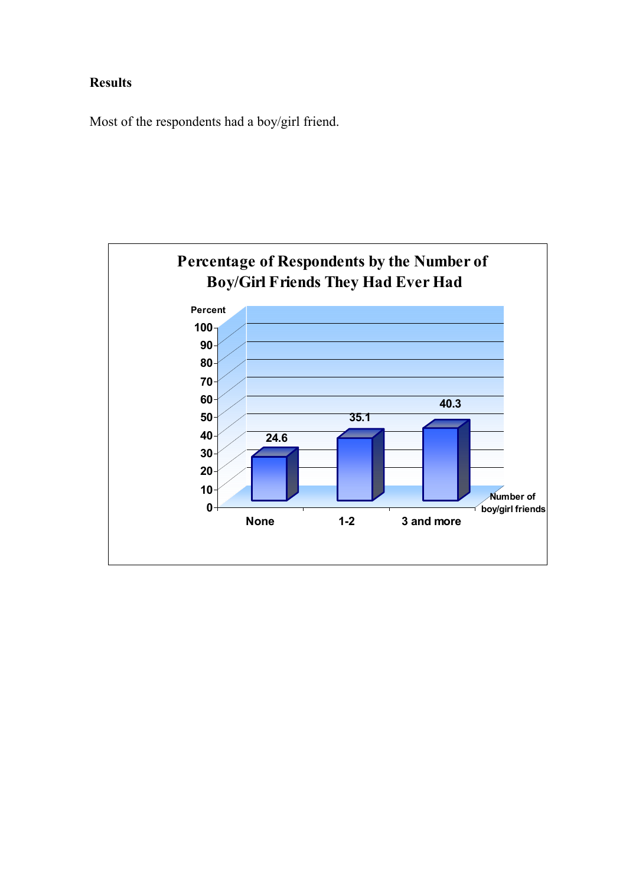**Results**

Most of the respondents had a boy/girl friend.

**Percentage of Respondents by the Number of Boy/Girl Friends They Had Ever Had**

| Number of boy/girl friends | Percent |
|---|---|
| None | 24.6 |
| 1-2 | 35.1 |
| 3 and more | 40.3 |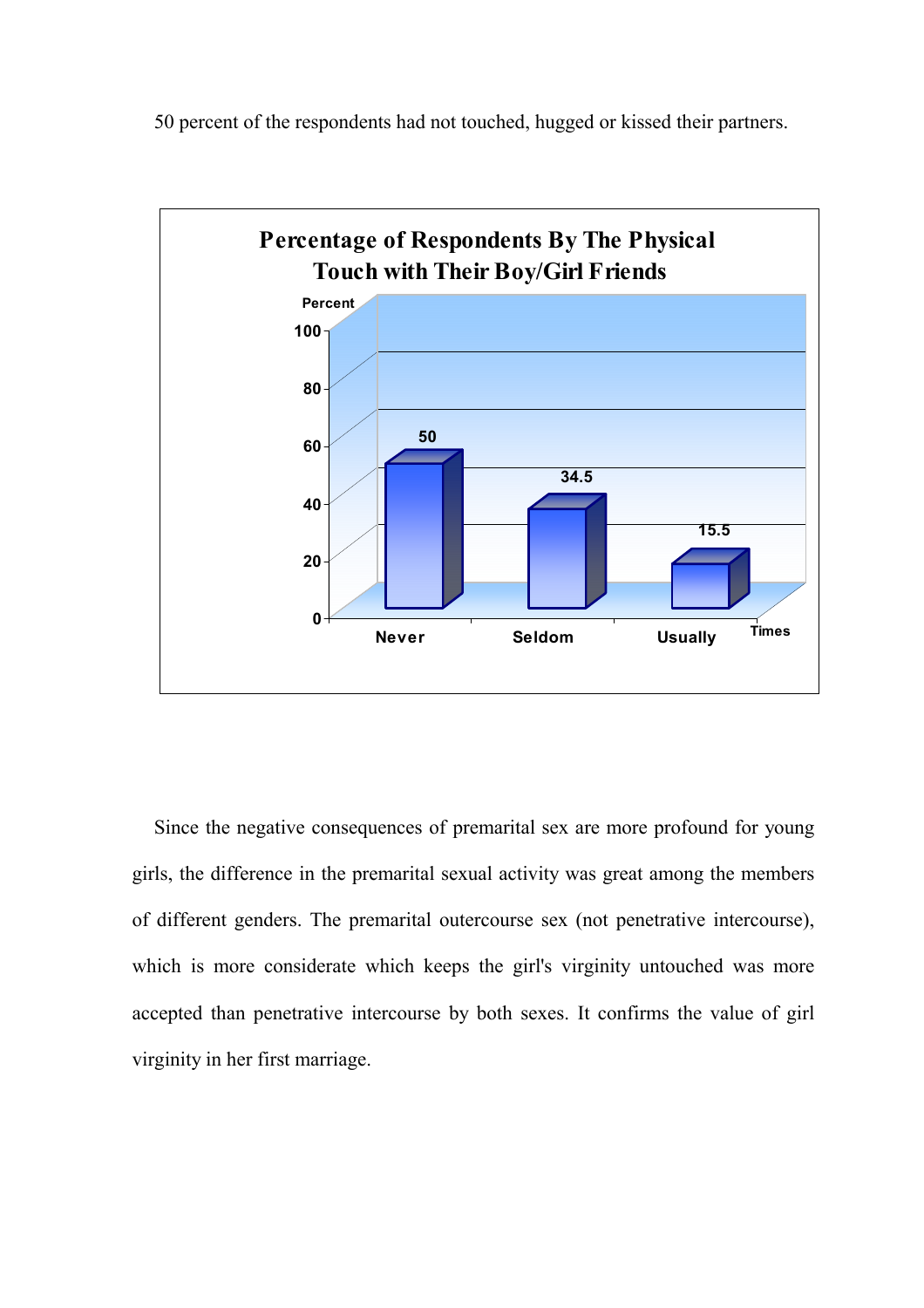50 percent of the respondents had not touched, hugged or kissed their partners.

**Percentage of Respondents By The Physical Touch with Their Boy/Girl Friends**

| Times | Percent |
|---|---|
| Never | 50 |
| Seldom | 34.5 |
| Usually | 15.5 |

Since the negative consequences of premarital sex are more profound for young girls, the difference in the premarital sexual activity was great among the members of different genders. The premarital outercourse sex (not penetrative intercourse), which is more considerate which keeps the girl's virginity untouched was more accepted than penetrative intercourse by both sexes. It confirms the value of girl virginity in her first marriage.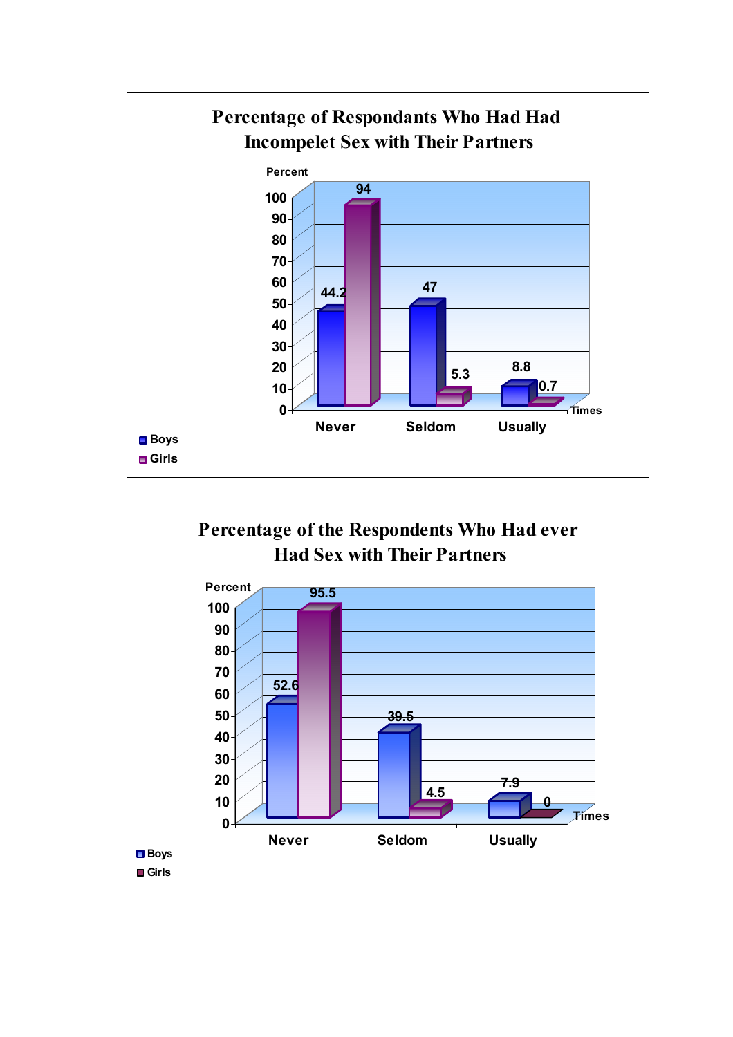**Percentage of Respondants Who Had Had Incompelet Sex with Their Partners**

| Times | Boys (Percent) | Girls (Percent) |
|---|---|---|
| Never | 44.2 | 94 |
| Seldom | 47 | 5.3 |
| Usually | 8.8 | 0.7 |

**Percentage of the Respondents Who Had ever Had Sex with Their Partners**

| Times | Boys (Percent) | Girls (Percent) |
|---|---|---|
| Never | 52.6 | 95.5 |
| Seldom | 39.5 | 4.5 |
| Usually | 7.9 | 0 |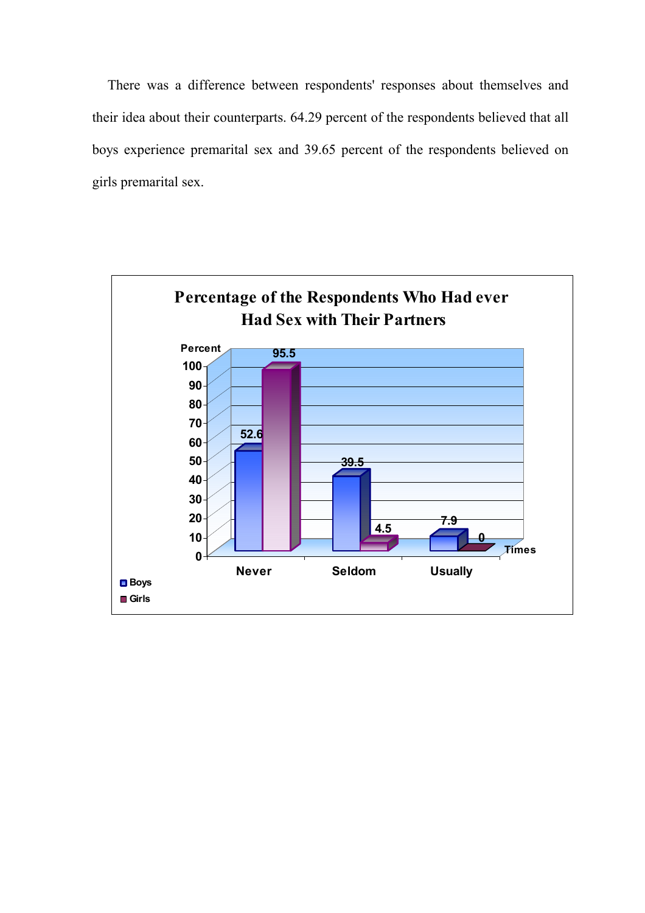There was a difference between respondents' responses about themselves and their idea about their counterparts. 64.29 percent of the respondents believed that all boys experience premarital sex and 39.65 percent of the respondents believed on girls premarital sex.

**Percentage of the Respondents Who Had ever Had Sex with Their Partners**

| Times | Boys | Girls |
|---|---|---|
| Never | 52.6 | 95.5 |
| Seldom | 39.5 | 4.5 |
| Usually | 7.9 | 0 |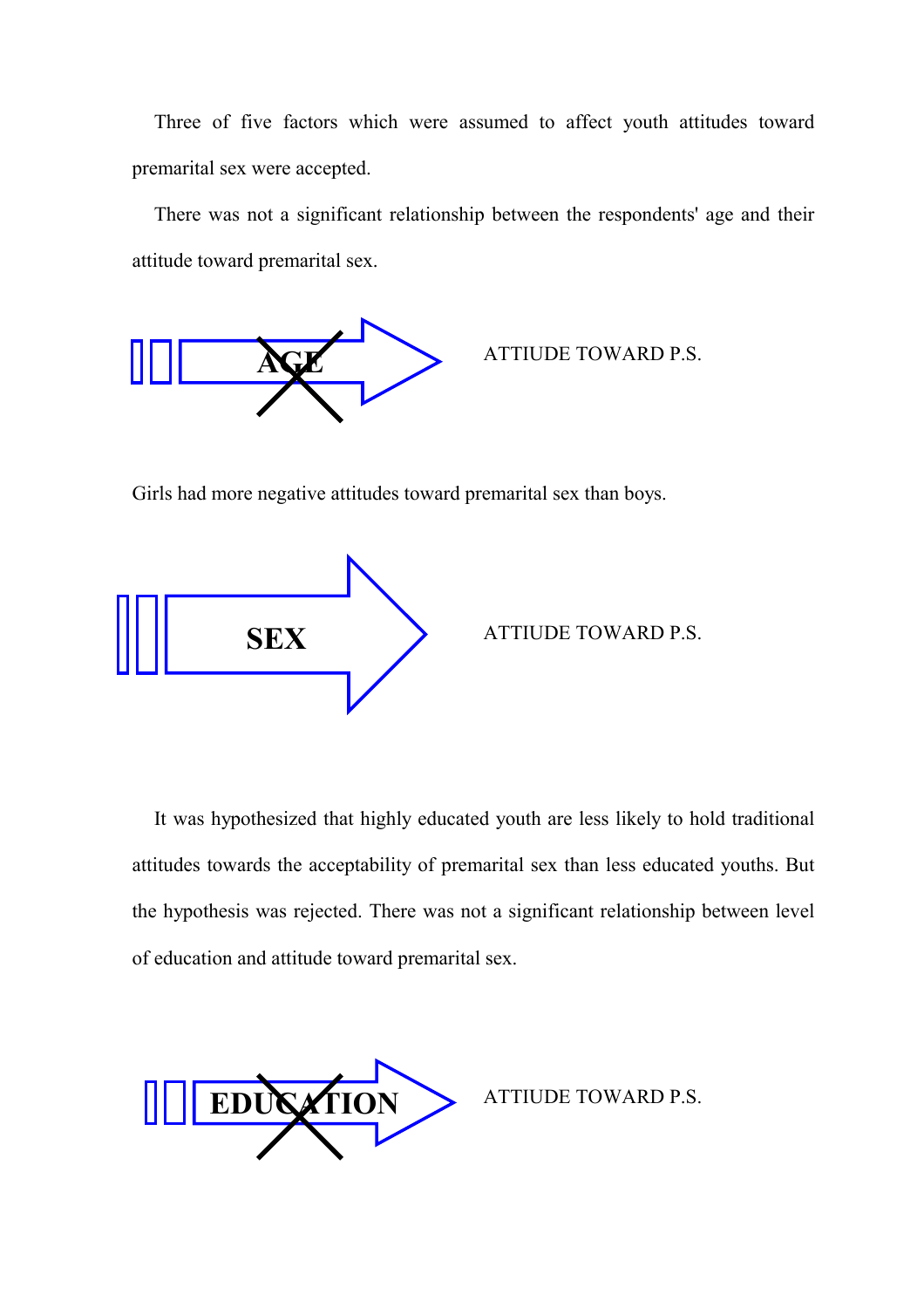Three of five factors which were assumed to affect youth attitudes toward premarital sex were accepted.

There was not a significant relationship between the respondents' age and their attitude toward premarital sex.

AGE → ATTIUDE TOWARD P.S.

Girls had more negative attitudes toward premarital sex than boys.

SEX → ATTIUDE TOWARD P.S.

It was hypothesized that highly educated youth are less likely to hold traditional attitudes towards the acceptability of premarital sex than less educated youths. But the hypothesis was rejected. There was not a significant relationship between level of education and attitude toward premarital sex.

EDUCATION → ATTIUDE TOWARD P.S.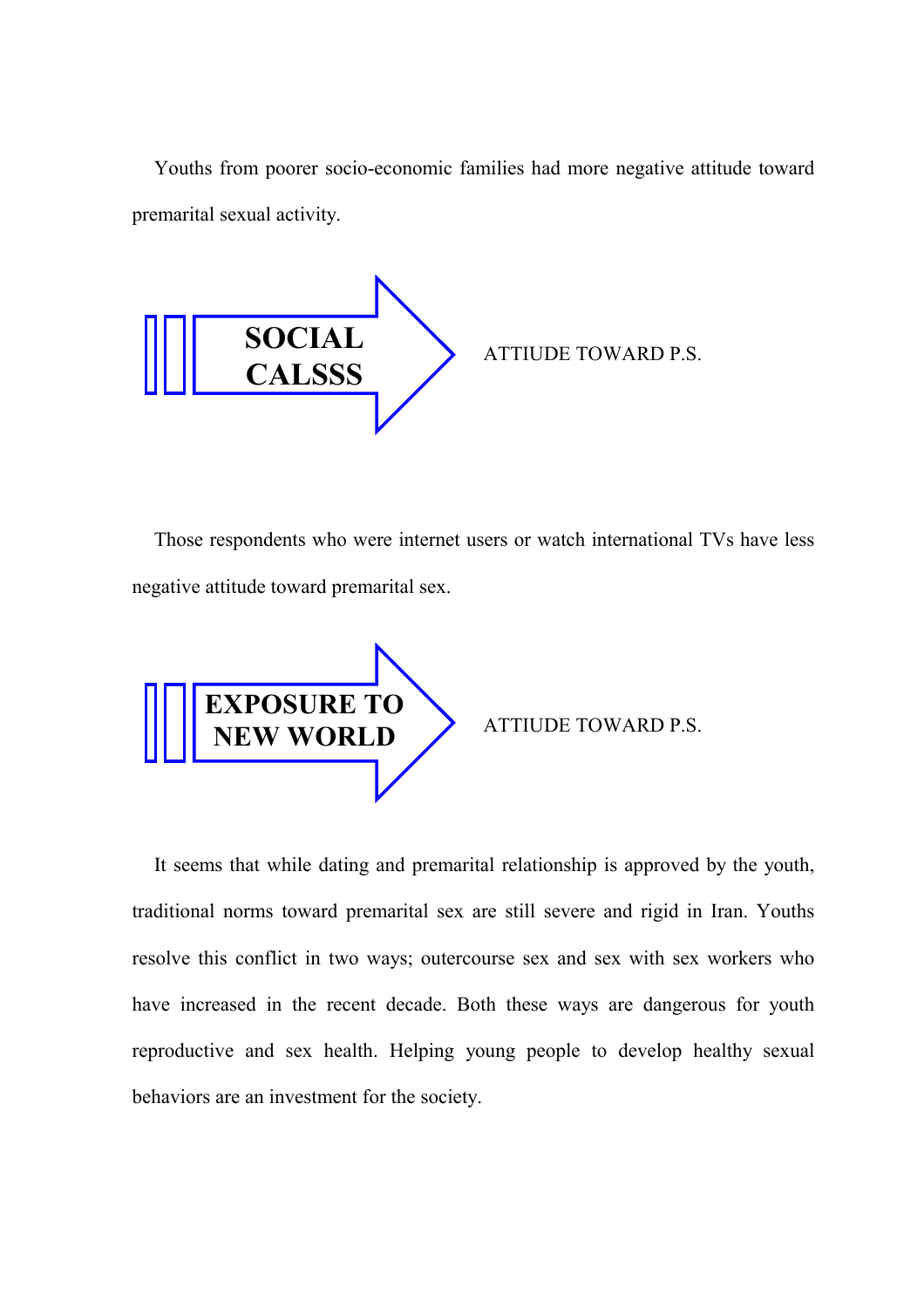Youths from poorer socio-economic families had more negative attitude toward premarital sexual activity.

**SOCIAL CALSSS** → ATTIUDE TOWARD P.S.

Those respondents who were internet users or watch international TVs have less negative attitude toward premarital sex.

**EXPOSURE TO NEW WORLD** → ATTIUDE TOWARD P.S.

It seems that while dating and premarital relationship is approved by the youth, traditional norms toward premarital sex are still severe and rigid in Iran. Youths resolve this conflict in two ways; outercourse sex and sex with sex workers who have increased in the recent decade. Both these ways are dangerous for youth reproductive and sex health. Helping young people to develop healthy sexual behaviors are an investment for the society.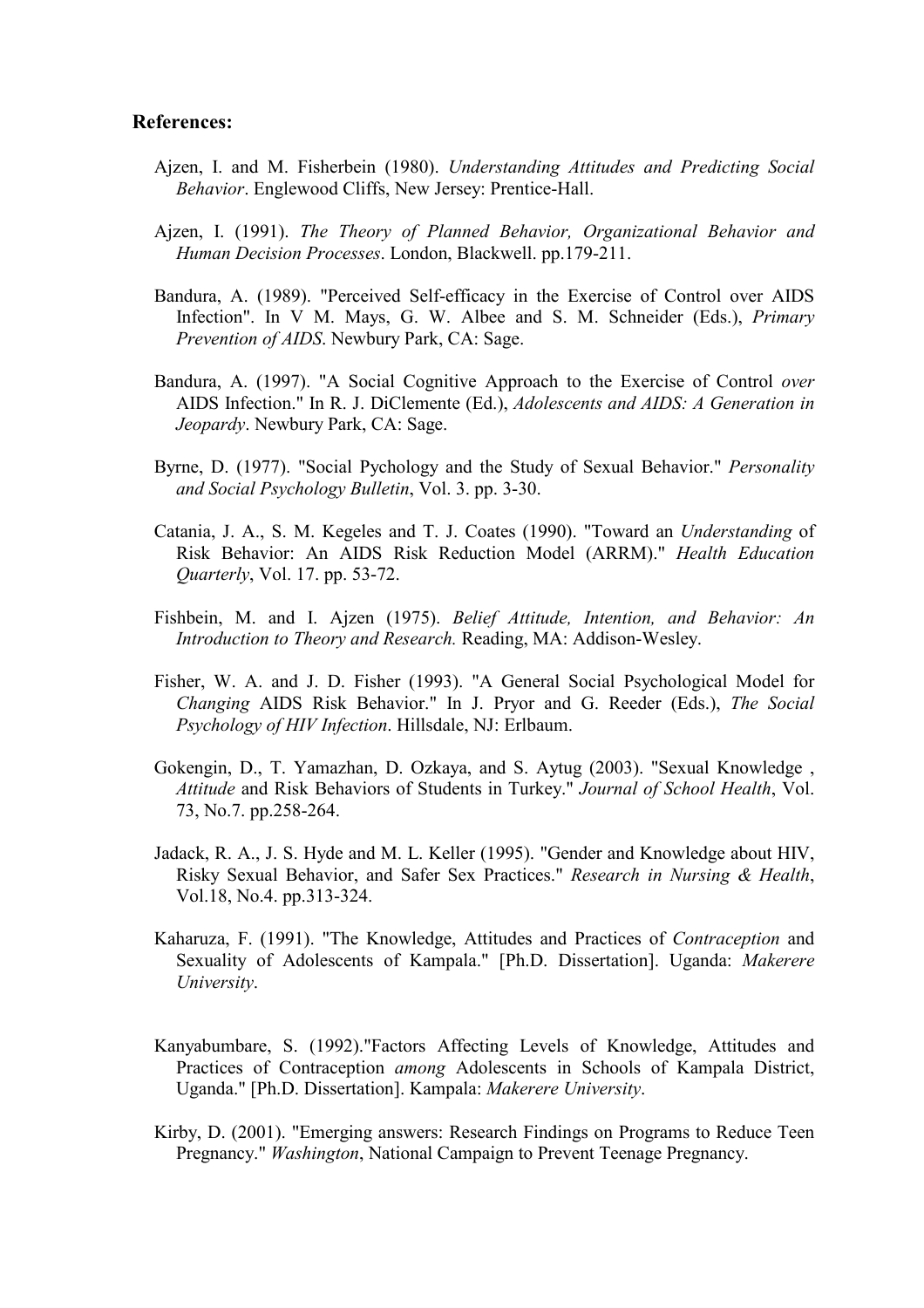**References:**

Ajzen, I. and M. Fisherbein (1980). *Understanding Attitudes and Predicting Social Behavior*. Englewood Cliffs, New Jersey: Prentice-Hall.

Ajzen, I. (1991). *The Theory of Planned Behavior, Organizational Behavior and Human Decision Processes*. London, Blackwell. pp.179-211.

Bandura, A. (1989). "Perceived Self-efficacy in the Exercise of Control over AIDS Infection". In V M. Mays, G. W. Albee and S. M. Schneider (Eds.), *Primary Prevention of AIDS*. Newbury Park, CA: Sage.

Bandura, A. (1997). "A Social Cognitive Approach to the Exercise of Control *over* AIDS Infection." In R. J. DiClemente (Ed.), *Adolescents and AIDS: A Generation in Jeopardy*. Newbury Park, CA: Sage.

Byrne, D. (1977). "Social Pychology and the Study of Sexual Behavior." *Personality and Social Psychology Bulletin*, Vol. 3. pp. 3-30.

Catania, J. A., S. M. Kegeles and T. J. Coates (1990). "Toward an *Understanding* of Risk Behavior: An AIDS Risk Reduction Model (ARRM)." *Health Education Quarterly*, Vol. 17. pp. 53-72.

Fishbein, M. and I. Ajzen (1975). *Belief Attitude, Intention, and Behavior: An Introduction to Theory and Research.* Reading, MA: Addison-Wesley.

Fisher, W. A. and J. D. Fisher (1993). "A General Social Psychological Model for *Changing* AIDS Risk Behavior." In J. Pryor and G. Reeder (Eds.), *The Social Psychology of HIV Infection*. Hillsdale, NJ: Erlbaum.

Gokengin, D., T. Yamazhan, D. Ozkaya, and S. Aytug (2003). "Sexual Knowledge , *Attitude* and Risk Behaviors of Students in Turkey." *Journal of School Health*, Vol. 73, No.7. pp.258-264.

Jadack, R. A., J. S. Hyde and M. L. Keller (1995). "Gender and Knowledge about HIV, Risky Sexual Behavior, and Safer Sex Practices." *Research in Nursing & Health*, Vol.18, No.4. pp.313-324.

Kaharuza, F. (1991). "The Knowledge, Attitudes and Practices of *Contraception* and Sexuality of Adolescents of Kampala." [Ph.D. Dissertation]. Uganda: *Makerere University*.

Kanyabumbare, S. (1992)."Factors Affecting Levels of Knowledge, Attitudes and Practices of Contraception *among* Adolescents in Schools of Kampala District, Uganda." [Ph.D. Dissertation]. Kampala: *Makerere University*.

Kirby, D. (2001). "Emerging answers: Research Findings on Programs to Reduce Teen Pregnancy." *Washington*, National Campaign to Prevent Teenage Pregnancy.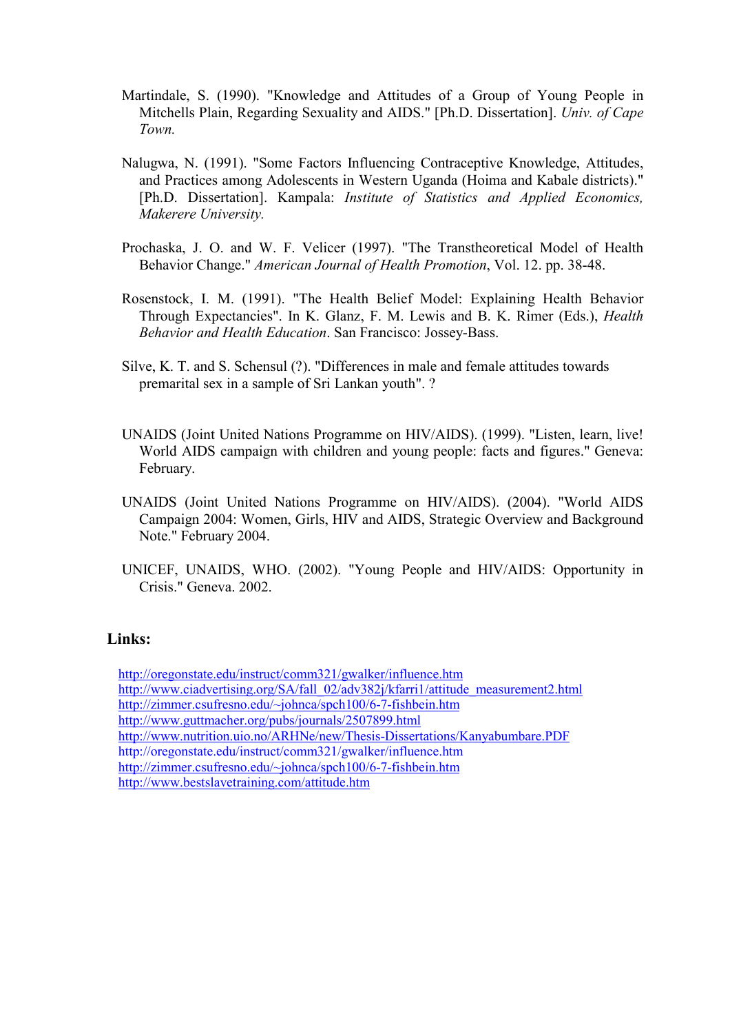Martindale, S. (1990). "Knowledge and Attitudes of a Group of Young People in Mitchells Plain, Regarding Sexuality and AIDS." [Ph.D. Dissertation]. *Univ. of Cape Town.*

Nalugwa, N. (1991). "Some Factors Influencing Contraceptive Knowledge, Attitudes, and Practices among Adolescents in Western Uganda (Hoima and Kabale districts)." [Ph.D. Dissertation]. Kampala: *Institute of Statistics and Applied Economics, Makerere University.*

Prochaska, J. O. and W. F. Velicer (1997). "The Transtheoretical Model of Health Behavior Change." *American Journal of Health Promotion*, Vol. 12. pp. 38-48.

Rosenstock, I. M. (1991). "The Health Belief Model: Explaining Health Behavior Through Expectancies". In K. Glanz, F. M. Lewis and B. K. Rimer (Eds.), *Health Behavior and Health Education*. San Francisco: Jossey-Bass.

Silve, K. T. and S. Schensul (?). "Differences in male and female attitudes towards premarital sex in a sample of Sri Lankan youth". ?

UNAIDS (Joint United Nations Programme on HIV/AIDS). (1999). "Listen, learn, live! World AIDS campaign with children and young people: facts and figures." Geneva: February.

UNAIDS (Joint United Nations Programme on HIV/AIDS). (2004). "World AIDS Campaign 2004: Women, Girls, HIV and AIDS, Strategic Overview and Background Note." February 2004.

UNICEF, UNAIDS, WHO. (2002). "Young People and HIV/AIDS: Opportunity in Crisis." Geneva. 2002.

**Links:**

http://oregonstate.edu/instruct/comm321/gwalker/influence.htm
http://www.ciadvertising.org/SA/fall_02/adv382j/kfarri1/attitude_measurement2.html
http://zimmer.csufresno.edu/~johnca/spch100/6-7-fishbein.htm
http://www.guttmacher.org/pubs/journals/2507899.html
http://www.nutrition.uio.no/ARHNe/new/Thesis-Dissertations/Kanyabumbare.PDF
http://oregonstate.edu/instruct/comm321/gwalker/influence.htm
http://zimmer.csufresno.edu/~johnca/spch100/6-7-fishbein.htm
http://www.bestslavetraining.com/attitude.htm